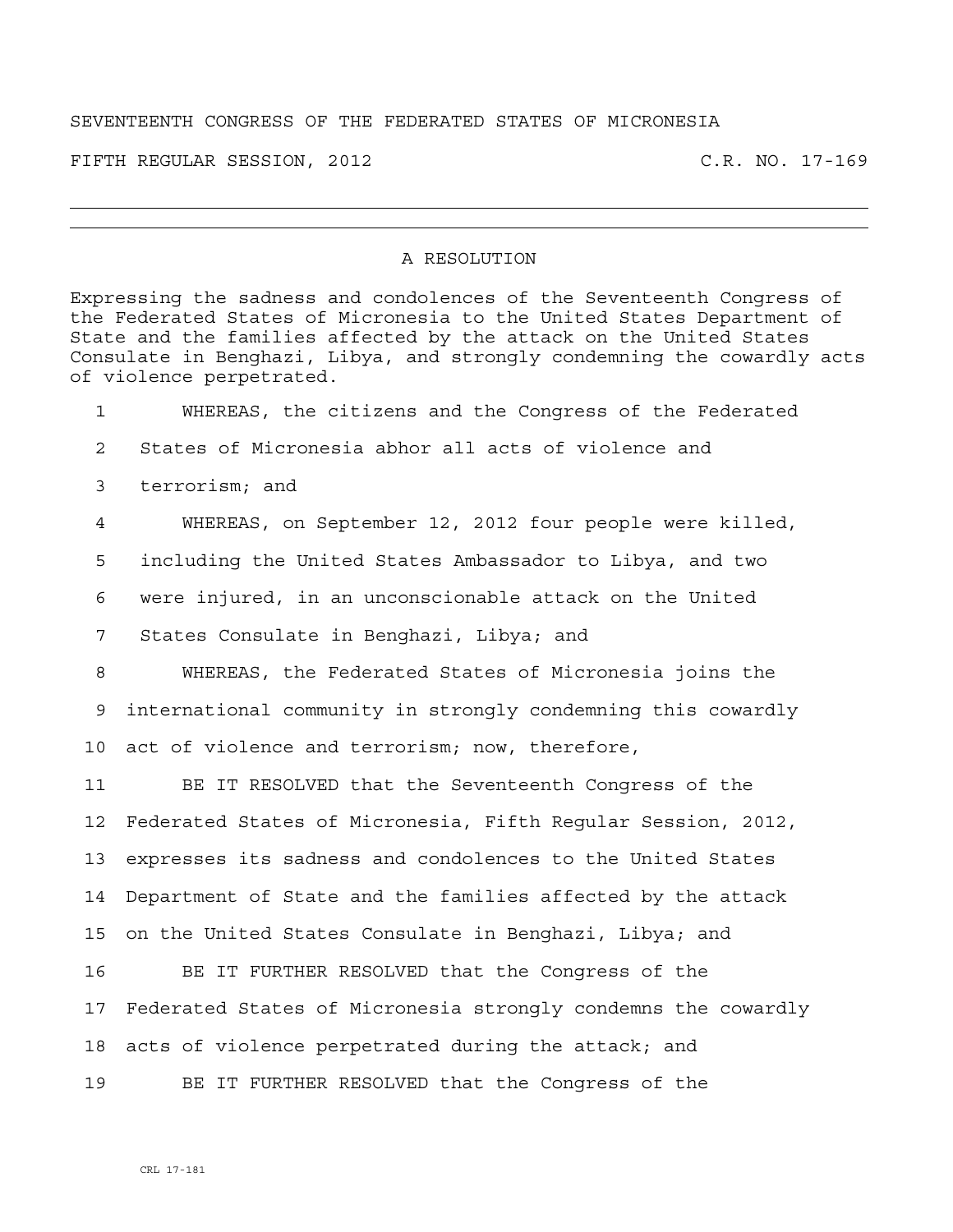SEVENTEENTH CONGRESS OF THE FEDERATED STATES OF MICRONESIA

FIFTH REGULAR SESSION, 2012 C.R. NO. 17-169

---

# A RESOLUTION

Expressing the sadness and condolences of the Seventeenth Congress of the Federated States of Micronesia to the United States Department of State and the families affected by the attack on the United States Consulate in Benghazi, Libya, and strongly condemning the cowardly acts of violence perpetrated.

1 WHEREAS, the citizens and the Congress of the Federated
2 States of Micronesia abhor all acts of violence and
3 terrorism; and
4 WHEREAS, on September 12, 2012 four people were killed,
5 including the United States Ambassador to Libya, and two
6 were injured, in an unconscionable attack on the United
7 States Consulate in Benghazi, Libya; and
8 WHEREAS, the Federated States of Micronesia joins the
9 international community in strongly condemning this cowardly
10 act of violence and terrorism; now, therefore,
11 BE IT RESOLVED that the Seventeenth Congress of the
12 Federated States of Micronesia, Fifth Regular Session, 2012,
13 expresses its sadness and condolences to the United States
14 Department of State and the families affected by the attack
15 on the United States Consulate in Benghazi, Libya; and
16 BE IT FURTHER RESOLVED that the Congress of the
17 Federated States of Micronesia strongly condemns the cowardly
18 acts of violence perpetrated during the attack; and
19 BE IT FURTHER RESOLVED that the Congress of the

CRL 17-181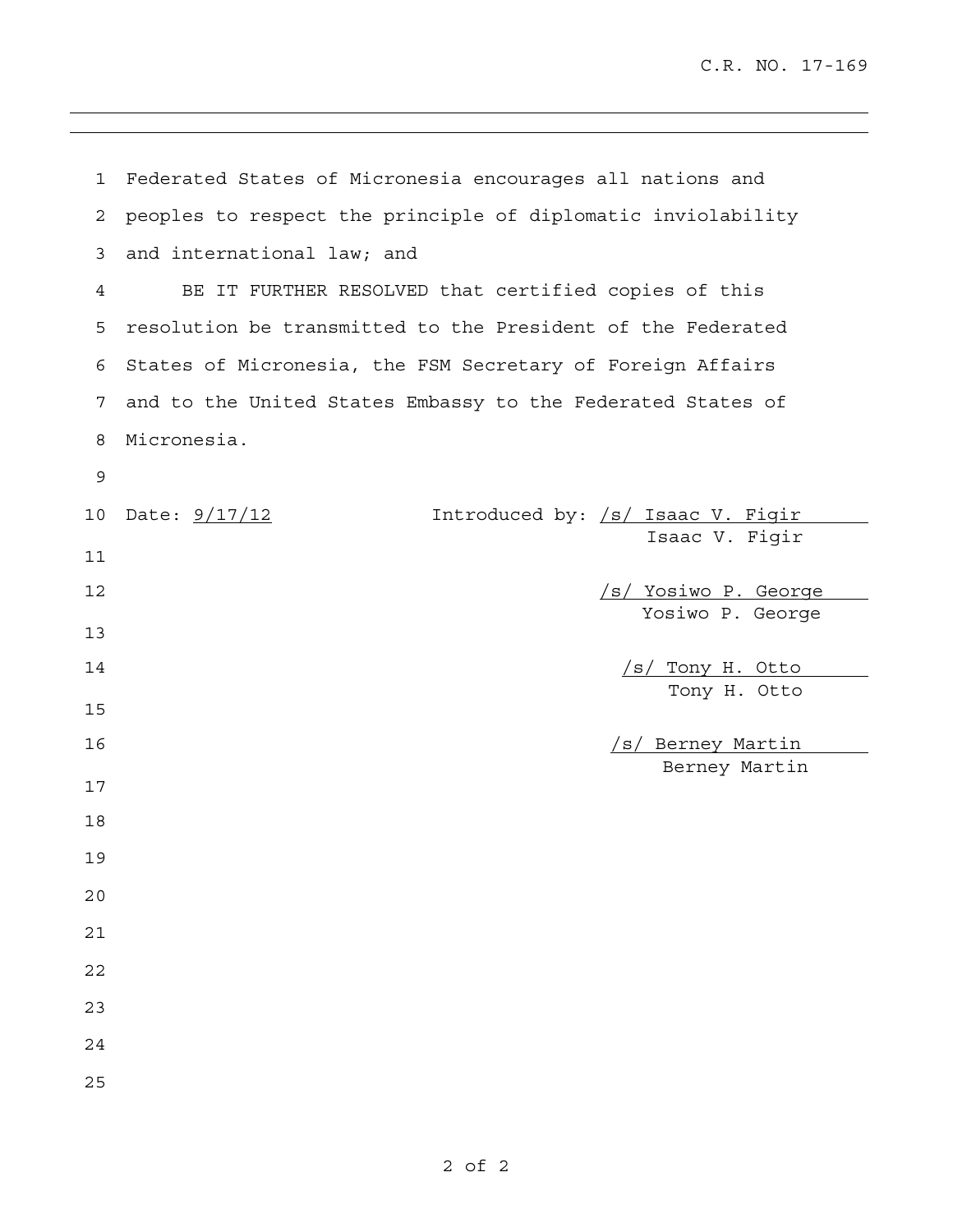Federated States of Micronesia encourages all nations and peoples to respect the principle of diplomatic inviolability and international law; and

BE IT FURTHER RESOLVED that certified copies of this resolution be transmitted to the President of the Federated States of Micronesia, the FSM Secretary of Foreign Affairs and to the United States Embassy to the Federated States of Micronesia.

Date: 9/17/12

Introduced by: /s/ Isaac V. Figir
Isaac V. Figir

/s/ Yosiwo P. George
Yosiwo P. George

/s/ Tony H. Otto
Tony H. Otto

/s/ Berney Martin
Berney Martin